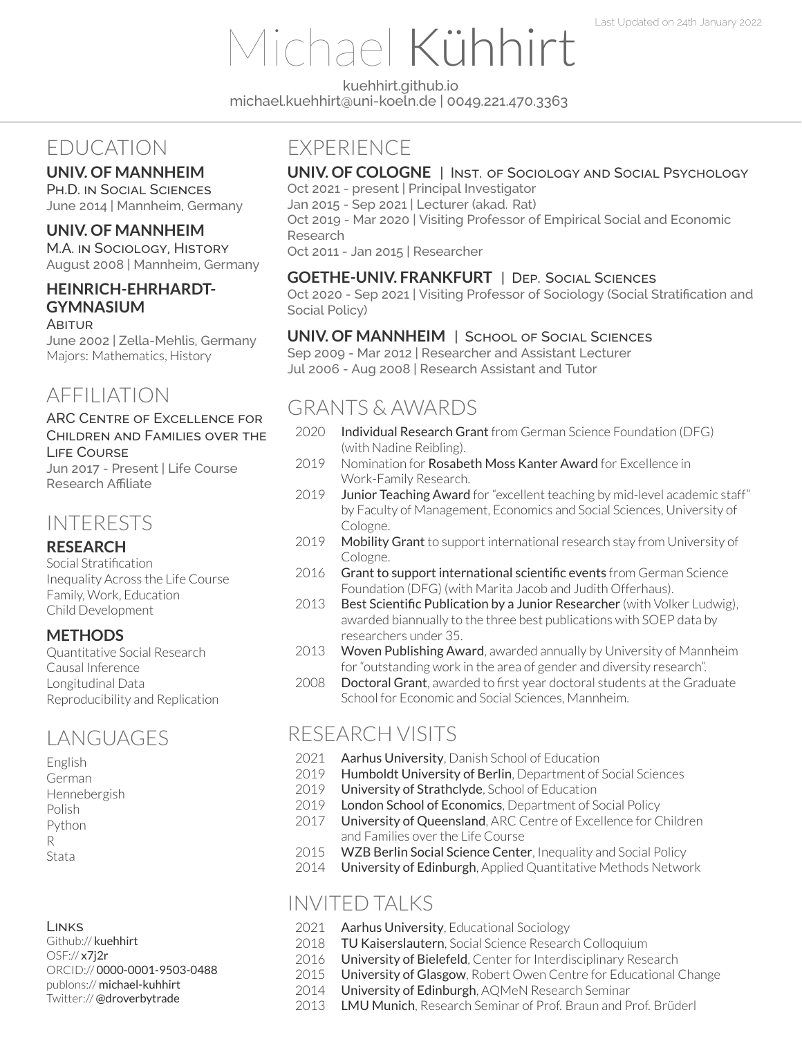Last Updated on 24th January 2022

# Michael Kühhirt

kuehhirt.github.io
michael.kuehhirt@uni-koeln.de | 0049.221.470.3363

## EDUCATION

**UNIV. OF MANNHEIM**
Ph.D. in Social Sciences
June 2014 | Mannheim, Germany

**UNIV. OF MANNHEIM**
M.A. in Sociology, History
August 2008 | Mannheim, Germany

**HEINRICH-EHRHARDT-GYMNASIUM**
Abitur
June 2002 | Zella-Mehlis, Germany
Majors: Mathematics, History

## AFFILIATION

ARC Centre of Excellence for Children and Families over the Life Course
Jun 2017 - Present | Life Course Research Affiliate

## INTERESTS

### RESEARCH

Social Stratification
Inequality Across the Life Course
Family, Work, Education
Child Development

### METHODS

Quantitative Social Research
Causal Inference
Longitudinal Data
Reproducibility and Replication

## LANGUAGES

English
German
Hennebergish
Polish
Python
R
Stata

### Links

Github:// kuehhirt
OSF:// x7j2r
ORCID:// 0000-0001-9503-0488
publons:// michael-kuhhirt
Twitter:// @droverbytrade

## EXPERIENCE

**UNIV. OF COLOGNE** | Inst. of Sociology and Social Psychology
Oct 2021 - present | Principal Investigator
Jan 2015 - Sep 2021 | Lecturer (akad. Rat)
Oct 2019 - Mar 2020 | Visiting Professor of Empirical Social and Economic Research
Oct 2011 - Jan 2015 | Researcher

**GOETHE-UNIV. FRANKFURT** | Dep. Social Sciences
Oct 2020 - Sep 2021 | Visiting Professor of Sociology (Social Stratification and Social Policy)

**UNIV. OF MANNHEIM** | School of Social Sciences
Sep 2009 - Mar 2012 | Researcher and Assistant Lecturer
Jul 2006 - Aug 2008 | Research Assistant and Tutor

## GRANTS & AWARDS

- 2020 **Individual Research Grant** from German Science Foundation (DFG) (with Nadine Reibling).
- 2019 Nomination for **Rosabeth Moss Kanter Award** for Excellence in Work-Family Research.
- 2019 **Junior Teaching Award** for "excellent teaching by mid-level academic staff" by Faculty of Management, Economics and Social Sciences, University of Cologne.
- 2019 **Mobility Grant** to support international research stay from University of Cologne.
- 2016 **Grant to support international scientific events** from German Science Foundation (DFG) (with Marita Jacob and Judith Offerhaus).
- 2013 **Best Scientific Publication by a Junior Researcher** (with Volker Ludwig), awarded biannually to the three best publications with SOEP data by researchers under 35.
- 2013 **Woven Publishing Award**, awarded annually by University of Mannheim for "outstanding work in the area of gender and diversity research".
- 2008 **Doctoral Grant**, awarded to first year doctoral students at the Graduate School for Economic and Social Sciences, Mannheim.

## RESEARCH VISITS

- 2021 **Aarhus University**, Danish School of Education
- 2019 **Humboldt University of Berlin**, Department of Social Sciences
- 2019 **University of Strathclyde**, School of Education
- 2019 **London School of Economics**, Department of Social Policy
- 2017 **University of Queensland**, ARC Centre of Excellence for Children and Families over the Life Course
- 2015 **WZB Berlin Social Science Center**, Inequality and Social Policy
- 2014 **University of Edinburgh**, Applied Quantitative Methods Network

## INVITED TALKS

- 2021 **Aarhus University**, Educational Sociology
- 2018 **TU Kaiserslautern**, Social Science Research Colloquium
- 2016 **University of Bielefeld**, Center for Interdisciplinary Research
- 2015 **University of Glasgow**, Robert Owen Centre for Educational Change
- 2014 **University of Edinburgh**, AQMeN Research Seminar
- 2013 **LMU Munich**, Research Seminar of Prof. Braun and Prof. Brüderl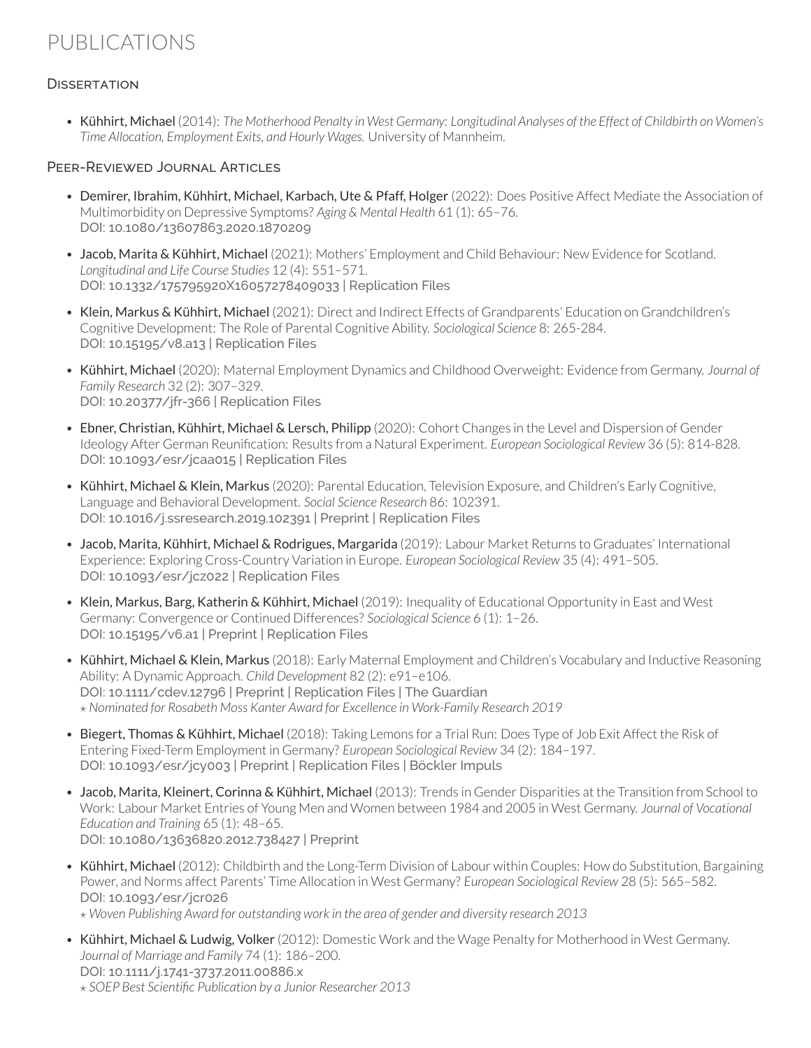# PUBLICATIONS

## Dissertation

- Kühhirt, Michael (2014): *The Motherhood Penalty in West Germany: Longitudinal Analyses of the Effect of Childbirth on Women's Time Allocation, Employment Exits, and Hourly Wages.* University of Mannheim.

## Peer-Reviewed Journal Articles

- Demirer, Ibrahim, Kühhirt, Michael, Karbach, Ute & Pfaff, Holger (2022): Does Positive Affect Mediate the Association of Multimorbidity on Depressive Symptoms? *Aging & Mental Health* 61 (1): 65–76.
  DOI: 10.1080/13607863.2020.1870209

- Jacob, Marita & Kühhirt, Michael (2021): Mothers' Employment and Child Behaviour: New Evidence for Scotland. *Longitudinal and Life Course Studies* 12 (4): 551–571.
  DOI: 10.1332/175795920X16057278409033 | Replication Files

- Klein, Markus & Kühhirt, Michael (2021): Direct and Indirect Effects of Grandparents' Education on Grandchildren's Cognitive Development: The Role of Parental Cognitive Ability. *Sociological Science* 8: 265-284.
  DOI: 10.15195/v8.a13 | Replication Files

- Kühhirt, Michael (2020): Maternal Employment Dynamics and Childhood Overweight: Evidence from Germany. *Journal of Family Research* 32 (2): 307–329.
  DOI: 10.20377/jfr-366 | Replication Files

- Ebner, Christian, Kühhirt, Michael & Lersch, Philipp (2020): Cohort Changes in the Level and Dispersion of Gender Ideology After German Reunification: Results from a Natural Experiment. *European Sociological Review* 36 (5): 814-828.
  DOI: 10.1093/esr/jcaa015 | Replication Files

- Kühhirt, Michael & Klein, Markus (2020): Parental Education, Television Exposure, and Children's Early Cognitive, Language and Behavioral Development. *Social Science Research* 86: 102391.
  DOI: 10.1016/j.ssresearch.2019.102391 | Preprint | Replication Files

- Jacob, Marita, Kühhirt, Michael & Rodrigues, Margarida (2019): Labour Market Returns to Graduates' International Experience: Exploring Cross-Country Variation in Europe. *European Sociological Review* 35 (4): 491–505.
  DOI: 10.1093/esr/jcz022 | Replication Files

- Klein, Markus, Barg, Katherin & Kühhirt, Michael (2019): Inequality of Educational Opportunity in East and West Germany: Convergence or Continued Differences? *Sociological Science* 6 (1): 1–26.
  DOI: 10.15195/v6.a1 | Preprint | Replication Files

- Kühhirt, Michael & Klein, Markus (2018): Early Maternal Employment and Children's Vocabulary and Inductive Reasoning Ability: A Dynamic Approach. *Child Development* 82 (2): e91–e106.
  DOI: 10.1111/cdev.12796 | Preprint | Replication Files | The Guardian
  ⋆ *Nominated for Rosabeth Moss Kanter Award for Excellence in Work-Family Research 2019*

- Biegert, Thomas & Kühhirt, Michael (2018): Taking Lemons for a Trial Run: Does Type of Job Exit Affect the Risk of Entering Fixed-Term Employment in Germany? *European Sociological Review* 34 (2): 184–197.
  DOI: 10.1093/esr/jcy003 | Preprint | Replication Files | Böckler Impuls

- Jacob, Marita, Kleinert, Corinna & Kühhirt, Michael (2013): Trends in Gender Disparities at the Transition from School to Work: Labour Market Entries of Young Men and Women between 1984 and 2005 in West Germany. *Journal of Vocational Education and Training* 65 (1): 48–65.
  DOI: 10.1080/13636820.2012.738427 | Preprint

- Kühhirt, Michael (2012): Childbirth and the Long-Term Division of Labour within Couples: How do Substitution, Bargaining Power, and Norms affect Parents' Time Allocation in West Germany? *European Sociological Review* 28 (5): 565–582.
  DOI: 10.1093/esr/jcr026
  ⋆ *Woven Publishing Award for outstanding work in the area of gender and diversity research 2013*

- Kühhirt, Michael & Ludwig, Volker (2012): Domestic Work and the Wage Penalty for Motherhood in West Germany. *Journal of Marriage and Family* 74 (1): 186–200.
  DOI: 10.1111/j.1741-3737.2011.00886.x
  ⋆ *SOEP Best Scientific Publication by a Junior Researcher 2013*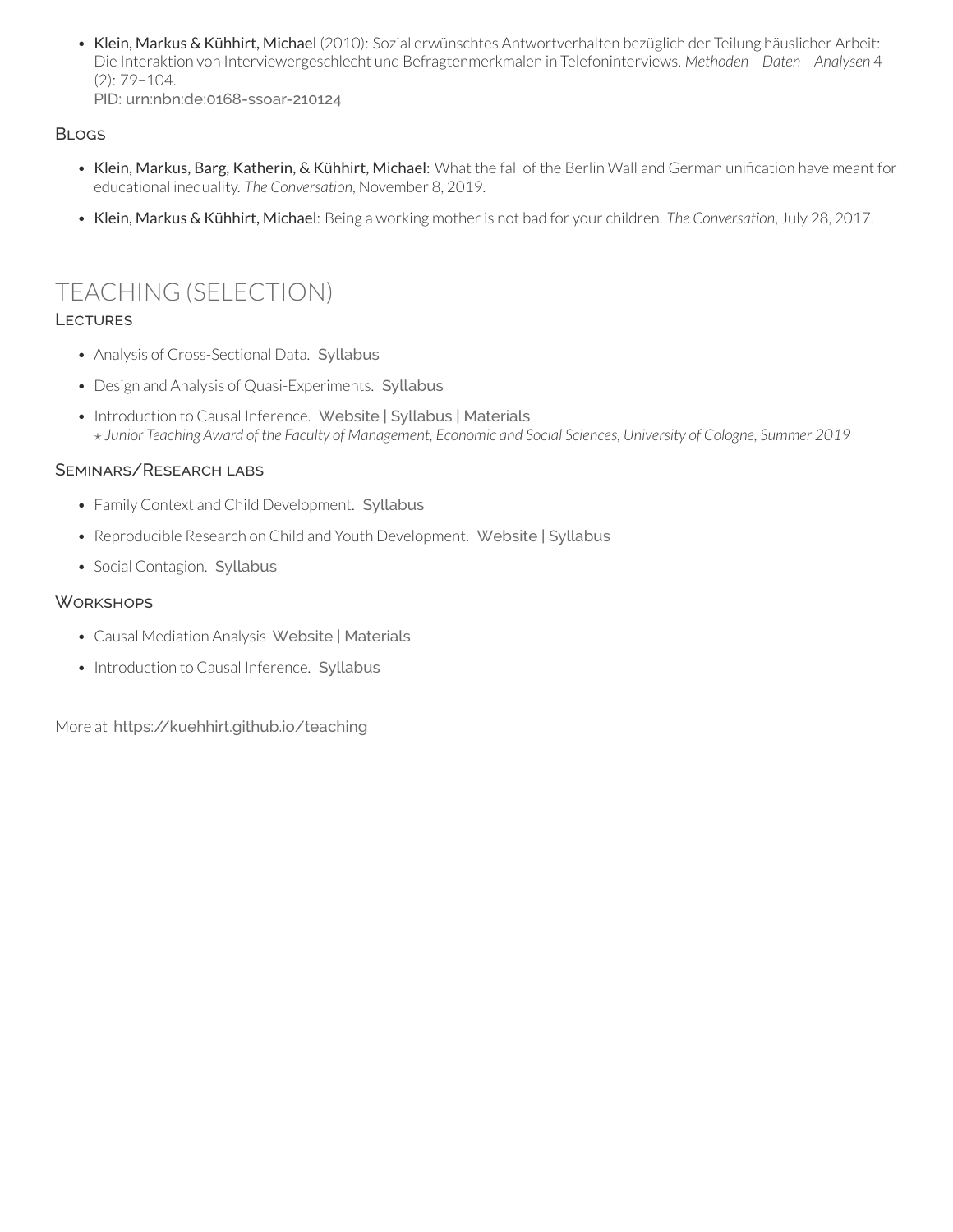- **Klein, Markus & Kühhirt, Michael** (2010): Sozial erwünschtes Antwortverhalten bezüglich der Teilung häuslicher Arbeit: Die Interaktion von Interviewergeschlecht und Befragtenmerkmalen in Telefoninterviews. *Methoden – Daten – Analysen* 4 (2): 79–104.
  PID: urn:nbn:de:0168-ssoar-210124

### Blogs

- **Klein, Markus, Barg, Katherin, & Kühhirt, Michael**: What the fall of the Berlin Wall and German unification have meant for educational inequality. *The Conversation*, November 8, 2019.
- **Klein, Markus & Kühhirt, Michael**: Being a working mother is not bad for your children. *The Conversation*, July 28, 2017.

## TEACHING (SELECTION)

### Lectures

- Analysis of Cross-Sectional Data. Syllabus
- Design and Analysis of Quasi-Experiments. Syllabus
- Introduction to Causal Inference. Website | Syllabus | Materials
  ⋆ *Junior Teaching Award of the Faculty of Management, Economic and Social Sciences, University of Cologne, Summer 2019*

### Seminars/Research labs

- Family Context and Child Development. Syllabus
- Reproducible Research on Child and Youth Development. Website | Syllabus
- Social Contagion. Syllabus

### Workshops

- Causal Mediation Analysis Website | Materials
- Introduction to Causal Inference. Syllabus

More at https://kuehhirt.github.io/teaching